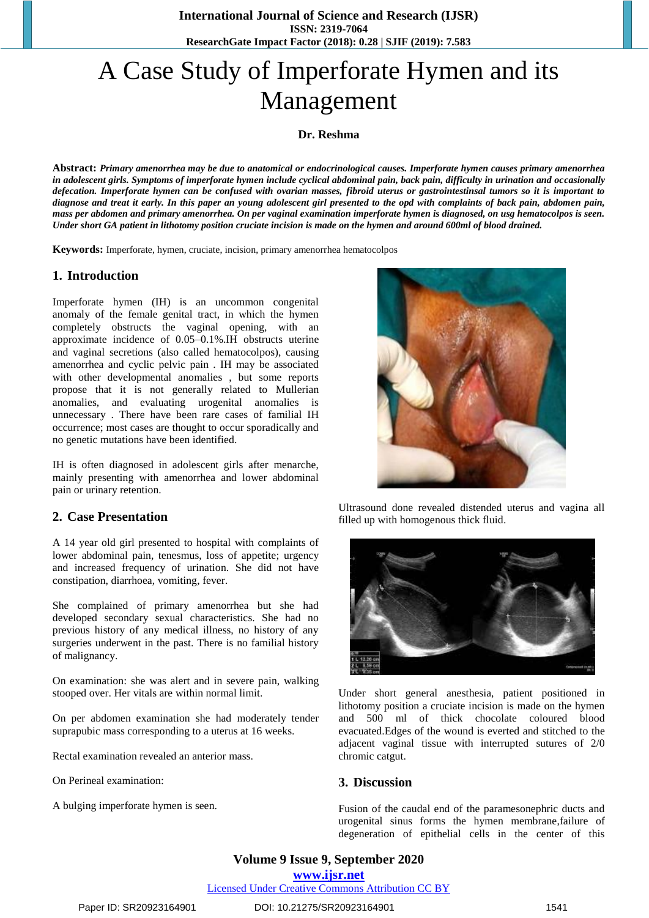# A Case Study of Imperforate Hymen and its Management

**Dr. Reshma**

**Abstract:** ***Primary amenorrhea may be due to anatomical or endocrinological causes. Imperforate hymen causes primary amenorrhea in adolescent girls. Symptoms of imperforate hymen include cyclical abdominal pain, back pain, difficulty in urination and occasionally defecation. Imperforate hymen can be confused with ovarian masses, fibroid uterus or gastrointestinsal tumors so it is important to diagnose and treat it early. In this paper an young adolescent girl presented to the opd with complaints of back pain, abdomen pain, mass per abdomen and primary amenorrhea. On per vaginal examination imperforate hymen is diagnosed, on usg hematocolpos is seen. Under short GA patient in lithotomy position cruciate incision is made on the hymen and around 600ml of blood drained.***

**Keywords:** Imperforate, hymen, cruciate, incision, primary amenorrhea hematocolpos

## 1. Introduction

Imperforate hymen (IH) is an uncommon congenital anomaly of the female genital tract, in which the hymen completely obstructs the vaginal opening, with an approximate incidence of 0.05–0.1%.IH obstructs uterine and vaginal secretions (also called hematocolpos), causing amenorrhea and cyclic pelvic pain . IH may be associated with other developmental anomalies , but some reports propose that it is not generally related to Mullerian anomalies, and evaluating urogenital anomalies is unnecessary . There have been rare cases of familial IH occurrence; most cases are thought to occur sporadically and no genetic mutations have been identified.

IH is often diagnosed in adolescent girls after menarche, mainly presenting with amenorrhea and lower abdominal pain or urinary retention.

## 2. Case Presentation

A 14 year old girl presented to hospital with complaints of lower abdominal pain, tenesmus, loss of appetite; urgency and increased frequency of urination. She did not have constipation, diarrhoea, vomiting, fever.

She complained of primary amenorrhea but she had developed secondary sexual characteristics. She had no previous history of any medical illness, no history of any surgeries underwent in the past. There is no familial history of malignancy.

On examination: she was alert and in severe pain, walking stooped over. Her vitals are within normal limit.

On per abdomen examination she had moderately tender suprapubic mass corresponding to a uterus at 16 weeks.

Rectal examination revealed an anterior mass.

On Perineal examination:

A bulging imperforate hymen is seen.

Ultrasound done revealed distended uterus and vagina all filled up with homogenous thick fluid.

Under short general anesthesia, patient positioned in lithotomy position a cruciate incision is made on the hymen and 500 ml of thick chocolate coloured blood evacuated.Edges of the wound is everted and stitched to the adjacent vaginal tissue with interrupted sutures of 2/0 chromic catgut.

## 3. Discussion

Fusion of the caudal end of the paramesonephric ducts and urogenital sinus forms the hymen membrane,failure of degeneration of epithelial cells in the center of this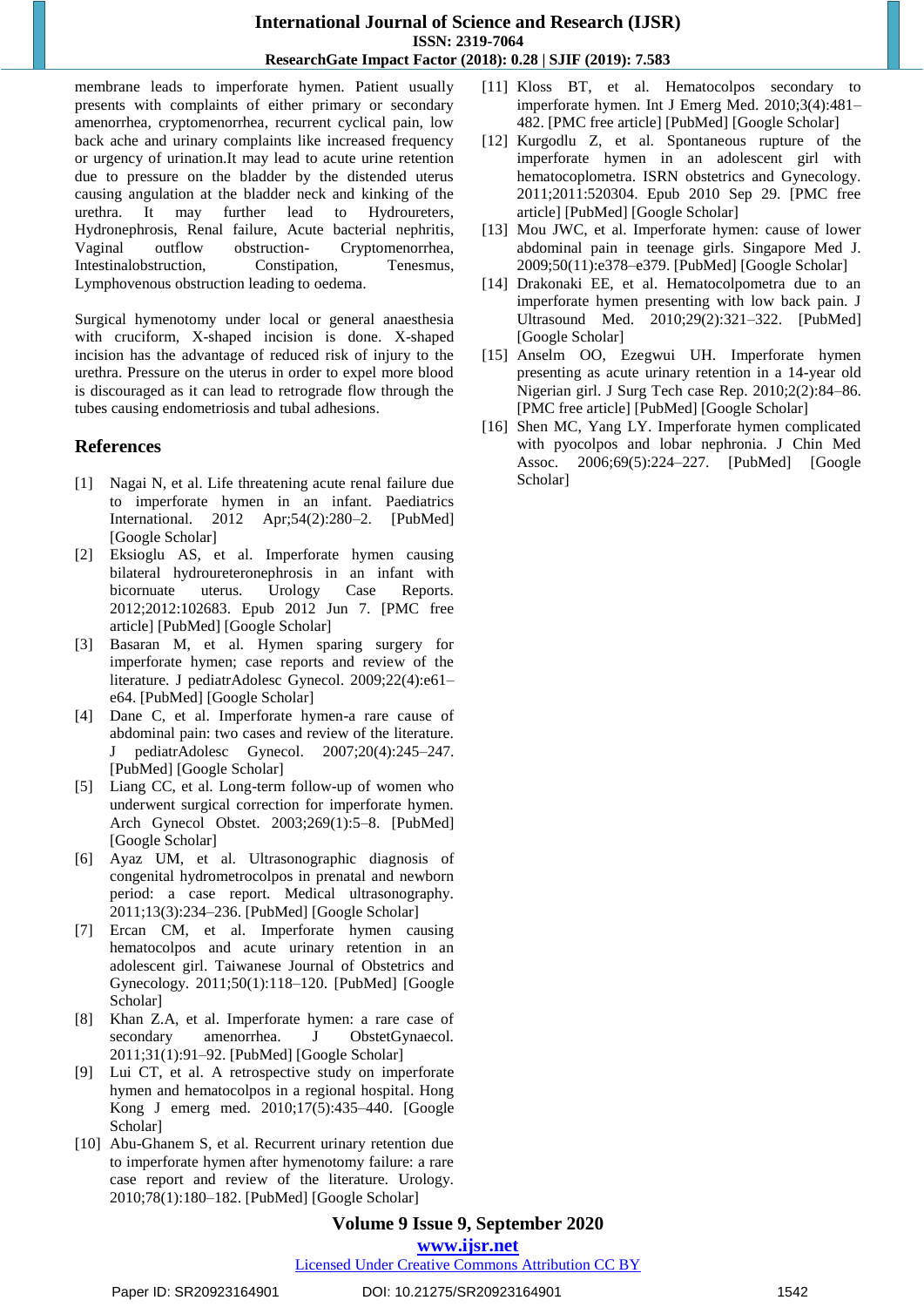membrane leads to imperforate hymen. Patient usually presents with complaints of either primary or secondary amenorrhea, cryptomenorrhea, recurrent cyclical pain, low back ache and urinary complaints like increased frequency or urgency of urination.It may lead to acute urine retention due to pressure on the bladder by the distended uterus causing angulation at the bladder neck and kinking of the urethra. It may further lead to Hydroureters, Hydronephrosis, Renal failure, Acute bacterial nephritis, Vaginal outflow obstruction- Cryptomenorrhea, Intestinalobstruction, Constipation, Tenesmus, Lymphovenous obstruction leading to oedema.

Surgical hymenotomy under local or general anaesthesia with cruciform, X-shaped incision is done. X-shaped incision has the advantage of reduced risk of injury to the urethra. Pressure on the uterus in order to expel more blood is discouraged as it can lead to retrograde flow through the tubes causing endometriosis and tubal adhesions.

## References

[1] Nagai N, et al. Life threatening acute renal failure due to imperforate hymen in an infant. Paediatrics International. 2012 Apr;54(2):280–2. [PubMed] [Google Scholar]

[2] Eksioglu AS, et al. Imperforate hymen causing bilateral hydroureteronephrosis in an infant with bicornuate uterus. Urology Case Reports. 2012;2012:102683. Epub 2012 Jun 7. [PMC free article] [PubMed] [Google Scholar]

[3] Basaran M, et al. Hymen sparing surgery for imperforate hymen; case reports and review of the literature. J pediatrAdolesc Gynecol. 2009;22(4):e61–e64. [PubMed] [Google Scholar]

[4] Dane C, et al. Imperforate hymen-a rare cause of abdominal pain: two cases and review of the literature. J pediatrAdolesc Gynecol. 2007;20(4):245–247. [PubMed] [Google Scholar]

[5] Liang CC, et al. Long-term follow-up of women who underwent surgical correction for imperforate hymen. Arch Gynecol Obstet. 2003;269(1):5–8. [PubMed] [Google Scholar]

[6] Ayaz UM, et al. Ultrasonographic diagnosis of congenital hydrometrocolpos in prenatal and newborn period: a case report. Medical ultrasonography. 2011;13(3):234–236. [PubMed] [Google Scholar]

[7] Ercan CM, et al. Imperforate hymen causing hematocolpos and acute urinary retention in an adolescent girl. Taiwanese Journal of Obstetrics and Gynecology. 2011;50(1):118–120. [PubMed] [Google Scholar]

[8] Khan Z.A, et al. Imperforate hymen: a rare case of secondary amenorrhea. J ObstetGynaecol. 2011;31(1):91–92. [PubMed] [Google Scholar]

[9] Lui CT, et al. A retrospective study on imperforate hymen and hematocolpos in a regional hospital. Hong Kong J emerg med. 2010;17(5):435–440. [Google Scholar]

[10] Abu-Ghanem S, et al. Recurrent urinary retention due to imperforate hymen after hymenotomy failure: a rare case report and review of the literature. Urology. 2010;78(1):180–182. [PubMed] [Google Scholar]

[11] Kloss BT, et al. Hematocolpos secondary to imperforate hymen. Int J Emerg Med. 2010;3(4):481–482. [PMC free article] [PubMed] [Google Scholar]

[12] Kurgodlu Z, et al. Spontaneous rupture of the imperforate hymen in an adolescent girl with hematocoplometra. ISRN obstetrics and Gynecology. 2011;2011:520304. Epub 2010 Sep 29. [PMC free article] [PubMed] [Google Scholar]

[13] Mou JWC, et al. Imperforate hymen: cause of lower abdominal pain in teenage girls. Singapore Med J. 2009;50(11):e378–e379. [PubMed] [Google Scholar]

[14] Drakonaki EE, et al. Hematocolpometra due to an imperforate hymen presenting with low back pain. J Ultrasound Med. 2010;29(2):321–322. [PubMed] [Google Scholar]

[15] Anselm OO, Ezegwui UH. Imperforate hymen presenting as acute urinary retention in a 14-year old Nigerian girl. J Surg Tech case Rep. 2010;2(2):84–86. [PMC free article] [PubMed] [Google Scholar]

[16] Shen MC, Yang LY. Imperforate hymen complicated with pyocolpos and lobar nephronia. J Chin Med Assoc. 2006;69(5):224–227. [PubMed] [Google Scholar]